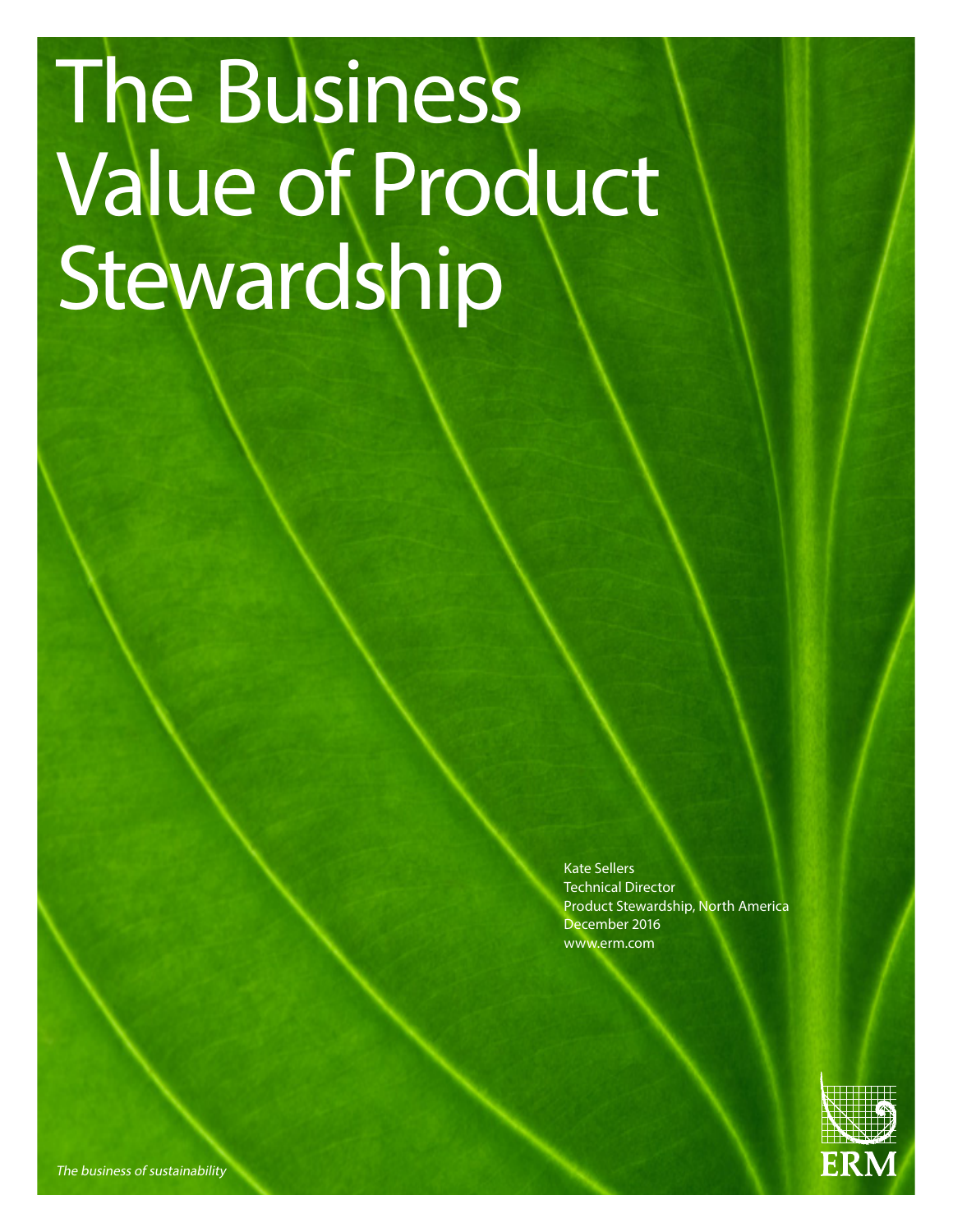# The Business Value of Product Stewardship

Kate Sellers
Technical Director
Product Stewardship, North America
December 2016
www.erm.com

ERM

*The business of sustainability*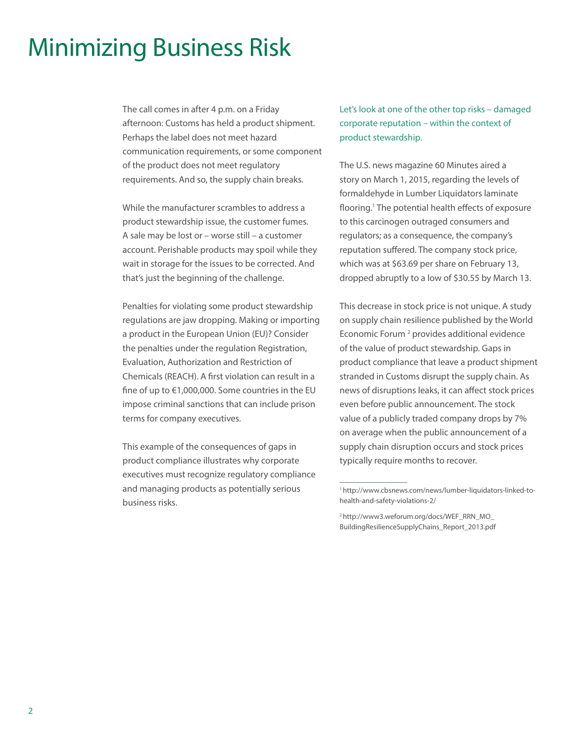# Minimizing Business Risk

The call comes in after 4 p.m. on a Friday afternoon: Customs has held a product shipment. Perhaps the label does not meet hazard communication requirements, or some component of the product does not meet regulatory requirements. And so, the supply chain breaks.

While the manufacturer scrambles to address a product stewardship issue, the customer fumes. A sale may be lost or – worse still – a customer account. Perishable products may spoil while they wait in storage for the issues to be corrected. And that's just the beginning of the challenge.

Penalties for violating some product stewardship regulations are jaw dropping. Making or importing a product in the European Union (EU)? Consider the penalties under the regulation Registration, Evaluation, Authorization and Restriction of Chemicals (REACH). A first violation can result in a fine of up to €1,000,000. Some countries in the EU impose criminal sanctions that can include prison terms for company executives.

This example of the consequences of gaps in product compliance illustrates why corporate executives must recognize regulatory compliance and managing products as potentially serious business risks.

Let's look at one of the other top risks – damaged corporate reputation – within the context of product stewardship.

The U.S. news magazine 60 Minutes aired a story on March 1, 2015, regarding the levels of formaldehyde in Lumber Liquidators laminate flooring.[1] The potential health effects of exposure to this carcinogen outraged consumers and regulators; as a consequence, the company's reputation suffered. The company stock price, which was at $63.69 per share on February 13, dropped abruptly to a low of $30.55 by March 13.

This decrease in stock price is not unique. A study on supply chain resilience published by the World Economic Forum [2] provides additional evidence of the value of product stewardship. Gaps in product compliance that leave a product shipment stranded in Customs disrupt the supply chain. As news of disruptions leaks, it can affect stock prices even before public announcement. The stock value of a publicly traded company drops by 7% on average when the public announcement of a supply chain disruption occurs and stock prices typically require months to recover.

---

[1] http://www.cbsnews.com/news/lumber-liquidators-linked-to-health-and-safety-violations-2/

[2] http://www3.weforum.org/docs/WEF_RRN_MO_BuildingResilienceSupplyChains_Report_2013.pdf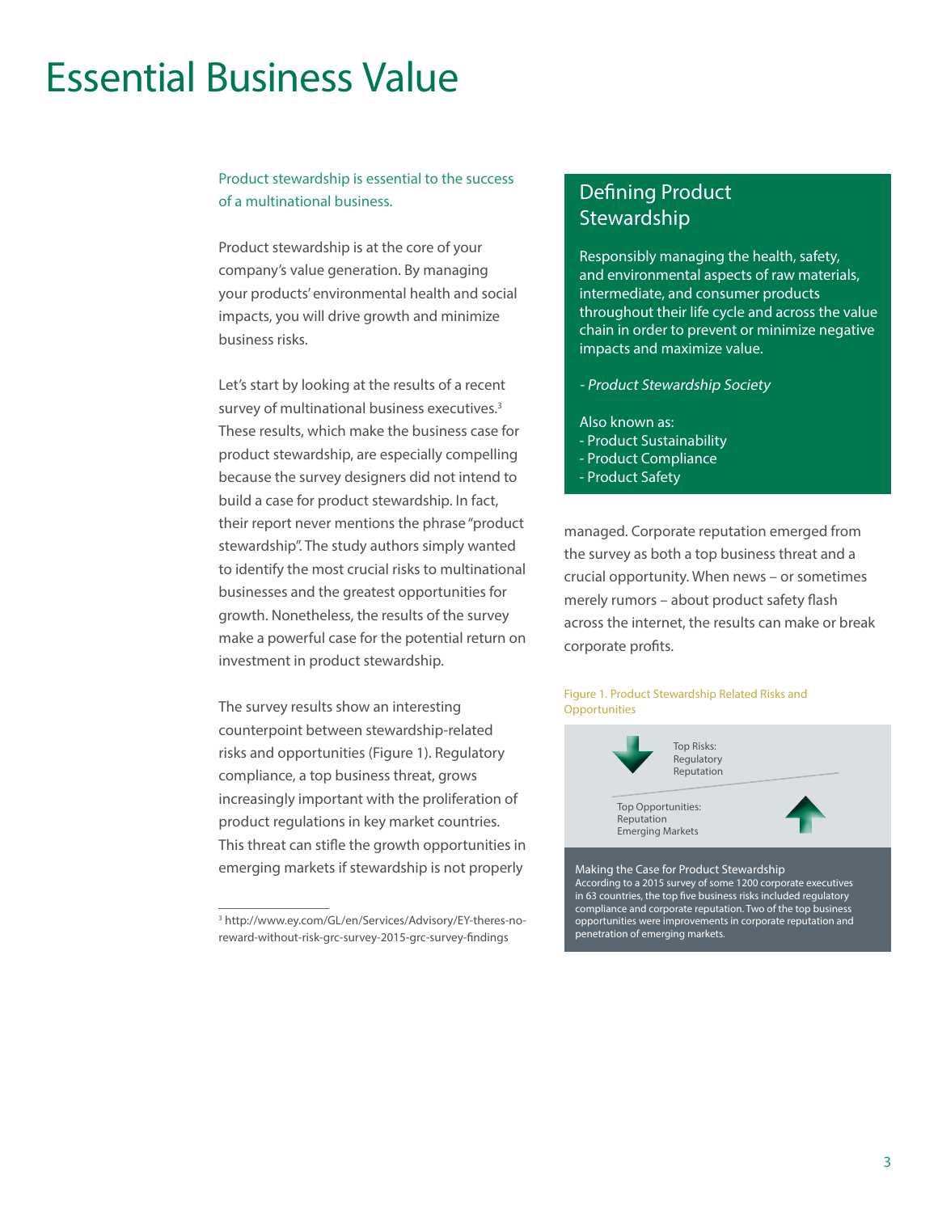# Essential Business Value

Product stewardship is essential to the success of a multinational business.

Product stewardship is at the core of your company's value generation. By managing your products' environmental health and social impacts, you will drive growth and minimize business risks.

Let's start by looking at the results of a recent survey of multinational business executives.[3] These results, which make the business case for product stewardship, are especially compelling because the survey designers did not intend to build a case for product stewardship. In fact, their report never mentions the phrase "product stewardship". The study authors simply wanted to identify the most crucial risks to multinational businesses and the greatest opportunities for growth. Nonetheless, the results of the survey make a powerful case for the potential return on investment in product stewardship.

The survey results show an interesting counterpoint between stewardship-related risks and opportunities (Figure 1). Regulatory compliance, a top business threat, grows increasingly important with the proliferation of product regulations in key market countries. This threat can stifle the growth opportunities in emerging markets if stewardship is not properly managed. Corporate reputation emerged from the survey as both a top business threat and a crucial opportunity. When news – or sometimes merely rumors – about product safety flash across the internet, the results can make or break corporate profits.

[3] http://www.ey.com/GL/en/Services/Advisory/EY-theres-no-reward-without-risk-grc-survey-2015-grc-survey-findings

## Defining Product Stewardship

Responsibly managing the health, safety, and environmental aspects of raw materials, intermediate, and consumer products throughout their life cycle and across the value chain in order to prevent or minimize negative impacts and maximize value.

*- Product Stewardship Society*

Also known as:
- Product Sustainability
- Product Compliance
- Product Safety

Figure 1. Product Stewardship Related Risks and Opportunities

Top Risks:
Regulatory
Reputation

Top Opportunities:
Reputation
Emerging Markets

**Making the Case for Product Stewardship**
According to a 2015 survey of some 1200 corporate executives in 63 countries, the top five business risks included regulatory compliance and corporate reputation. Two of the top business opportunities were improvements in corporate reputation and penetration of emerging markets.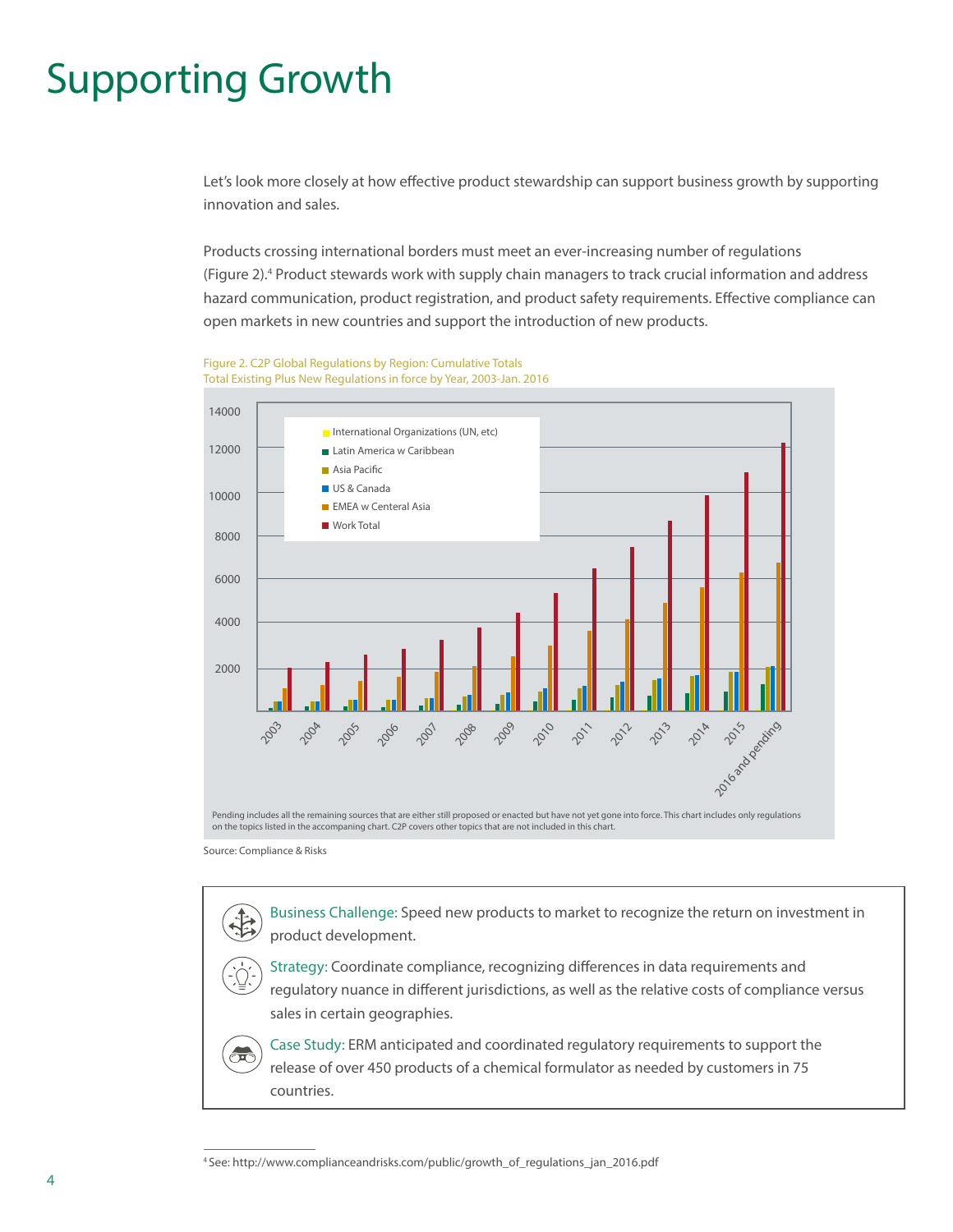# Supporting Growth

Let's look more closely at how effective product stewardship can support business growth by supporting innovation and sales.

Products crossing international borders must meet an ever-increasing number of regulations (Figure 2).[4] Product stewards work with supply chain managers to track crucial information and address hazard communication, product registration, and product safety requirements. Effective compliance can open markets in new countries and support the introduction of new products.

Figure 2. C2P Global Regulations by Region: Cumulative Totals
Total Existing Plus New Regulations in force by Year, 2003-Jan. 2016

Pending includes all the remaining sources that are either still proposed or enacted but have not yet gone into force. This chart includes only regulations on the topics listed in the accompanying chart. C2P covers other topics that are not included in this chart.

Source: Compliance & Risks

Business Challenge: Speed new products to market to recognize the return on investment in product development.

Strategy: Coordinate compliance, recognizing differences in data requirements and regulatory nuance in different jurisdictions, as well as the relative costs of compliance versus sales in certain geographies.

Case Study: ERM anticipated and coordinated regulatory requirements to support the release of over 450 products of a chemical formulator as needed by customers in 75 countries.

---

[4] See: http://www.complianceandrisks.com/public/growth_of_regulations_jan_2016.pdf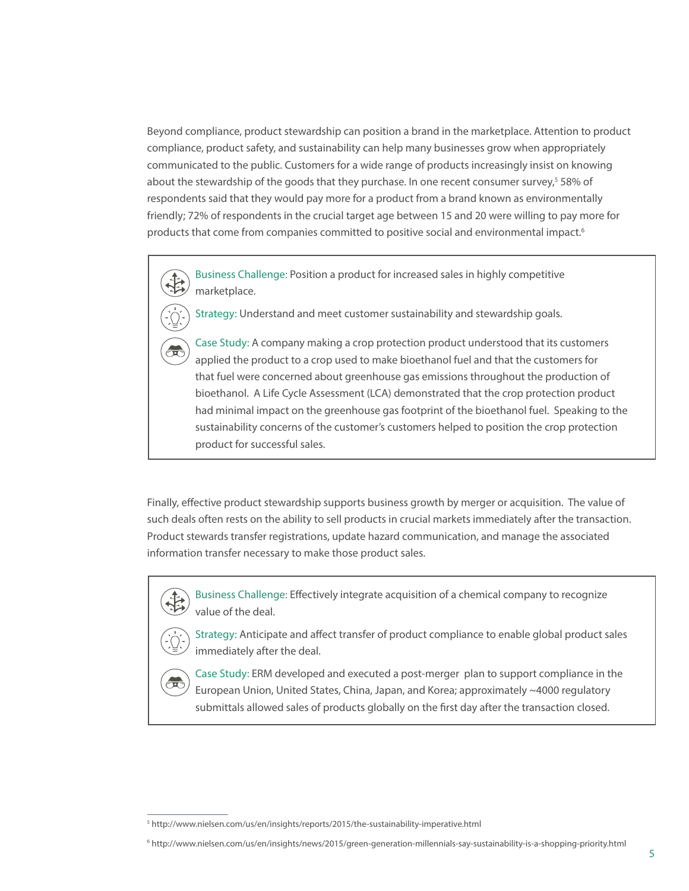Beyond compliance, product stewardship can position a brand in the marketplace. Attention to product compliance, product safety, and sustainability can help many businesses grow when appropriately communicated to the public. Customers for a wide range of products increasingly insist on knowing about the stewardship of the goods that they purchase. In one recent consumer survey,[5] 58% of respondents said that they would pay more for a product from a brand known as environmentally friendly; 72% of respondents in the crucial target age between 15 and 20 were willing to pay more for products that come from companies committed to positive social and environmental impact.[6]

> **Business Challenge:** Position a product for increased sales in highly competitive marketplace.
>
> **Strategy:** Understand and meet customer sustainability and stewardship goals.
>
> **Case Study:** A company making a crop protection product understood that its customers applied the product to a crop used to make bioethanol fuel and that the customers for that fuel were concerned about greenhouse gas emissions throughout the production of bioethanol. A Life Cycle Assessment (LCA) demonstrated that the crop protection product had minimal impact on the greenhouse gas footprint of the bioethanol fuel. Speaking to the sustainability concerns of the customer's customers helped to position the crop protection product for successful sales.

Finally, effective product stewardship supports business growth by merger or acquisition. The value of such deals often rests on the ability to sell products in crucial markets immediately after the transaction. Product stewards transfer registrations, update hazard communication, and manage the associated information transfer necessary to make those product sales.

> **Business Challenge:** Effectively integrate acquisition of a chemical company to recognize value of the deal.
>
> **Strategy:** Anticipate and affect transfer of product compliance to enable global product sales immediately after the deal.
>
> **Case Study:** ERM developed and executed a post-merger plan to support compliance in the European Union, United States, China, Japan, and Korea; approximately ~4000 regulatory submittals allowed sales of products globally on the first day after the transaction closed.

---

[5] http://www.nielsen.com/us/en/insights/reports/2015/the-sustainability-imperative.html

[6] http://www.nielsen.com/us/en/insights/news/2015/green-generation-millennials-say-sustainability-is-a-shopping-priority.html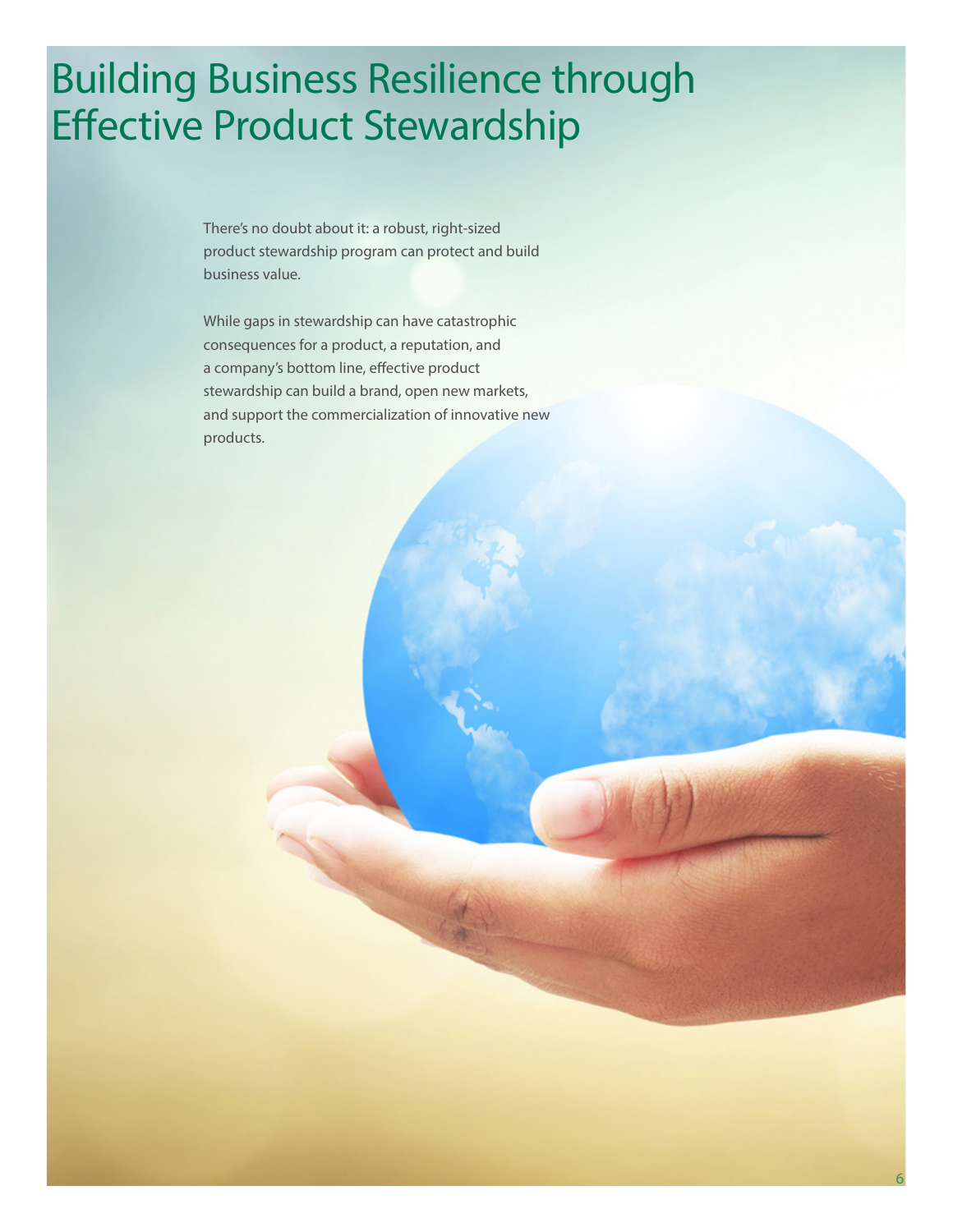# Building Business Resilience through Effective Product Stewardship

There's no doubt about it: a robust, right-sized product stewardship program can protect and build business value.

While gaps in stewardship can have catastrophic consequences for a product, a reputation, and a company's bottom line, effective product stewardship can build a brand, open new markets, and support the commercialization of innovative new products.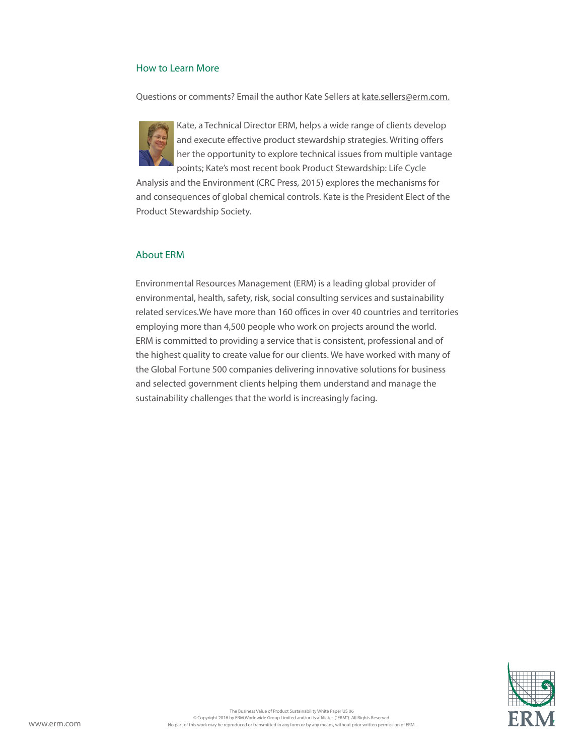## How to Learn More

Questions or comments? Email the author Kate Sellers at kate.sellers@erm.com.

Kate, a Technical Director ERM, helps a wide range of clients develop and execute effective product stewardship strategies. Writing offers her the opportunity to explore technical issues from multiple vantage points; Kate's most recent book Product Stewardship: Life Cycle Analysis and the Environment (CRC Press, 2015) explores the mechanisms for and consequences of global chemical controls. Kate is the President Elect of the Product Stewardship Society.

## About ERM

Environmental Resources Management (ERM) is a leading global provider of environmental, health, safety, risk, social consulting services and sustainability related services.We have more than 160 offices in over 40 countries and territories employing more than 4,500 people who work on projects around the world. ERM is committed to providing a service that is consistent, professional and of the highest quality to create value for our clients. We have worked with many of the Global Fortune 500 companies delivering innovative solutions for business and selected government clients helping them understand and manage the sustainability challenges that the world is increasingly facing.

The Business Value of Product Sustainability White Paper US 06
© Copyright 2016 by ERM Worldwide Group Limited and/or its affiliates ("ERM"). All Rights Reserved.
No part of this work may be reproduced or transmitted in any form or by any means, without prior written permission of ERM.